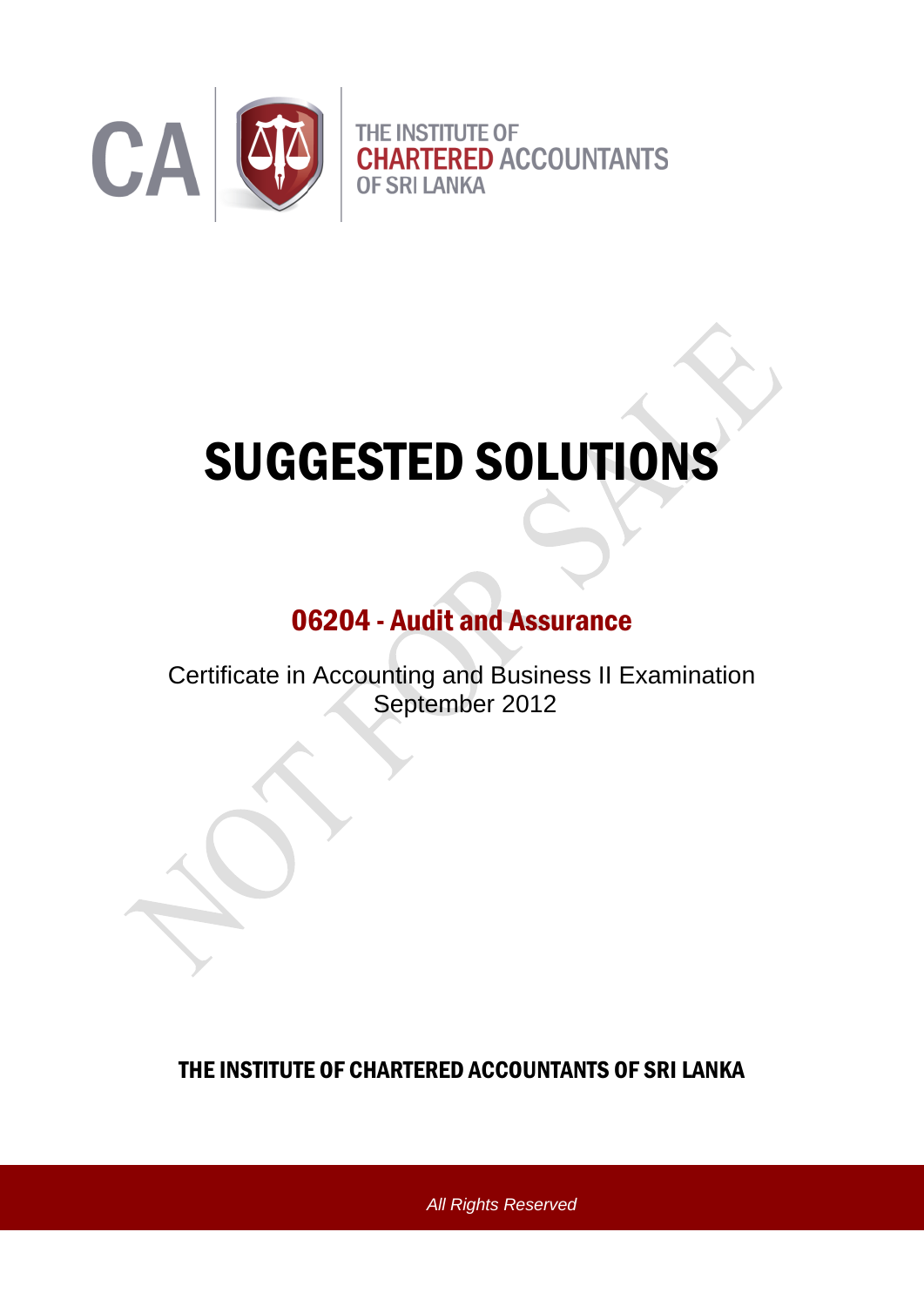CA

THE INSTITUTE OF
CHARTERED ACCOUNTANTS
OF SRI LANKA

# SUGGESTED SOLUTIONS

## 06204 - Audit and Assurance

Certificate in Accounting and Business II Examination
September 2012

**THE INSTITUTE OF CHARTERED ACCOUNTANTS OF SRI LANKA**

*All Rights Reserved*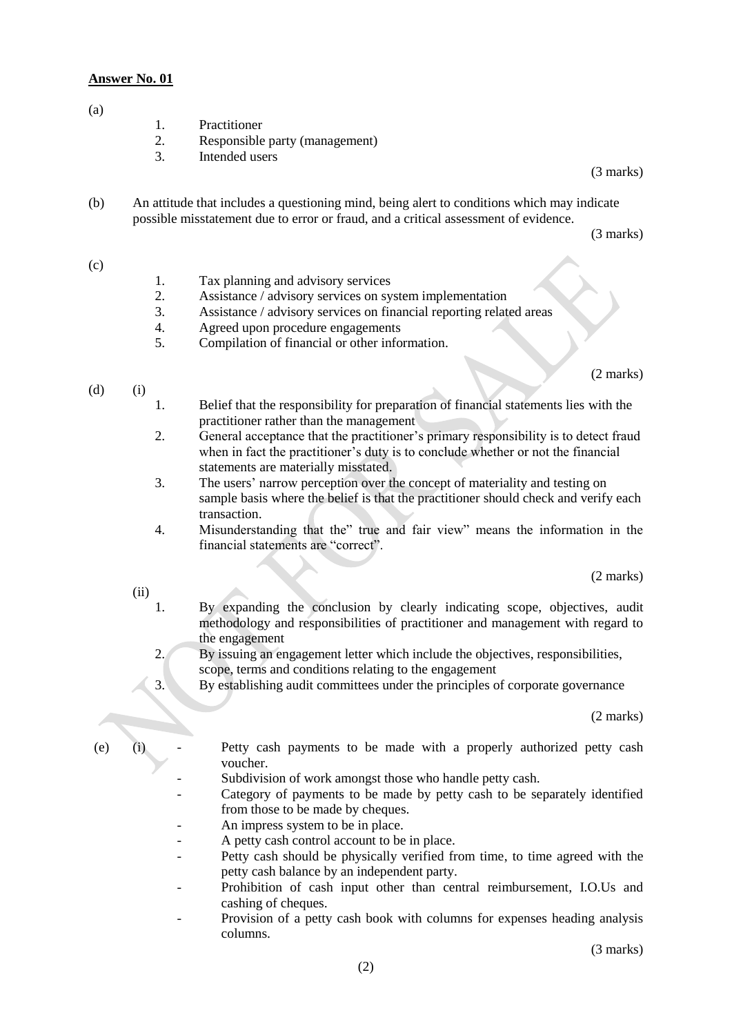**Answer No. 01**

(a)

1. Practitioner
2. Responsible party (management)
3. Intended users

(3 marks)

(b) An attitude that includes a questioning mind, being alert to conditions which may indicate possible misstatement due to error or fraud, and a critical assessment of evidence.

(3 marks)

(c)

1. Tax planning and advisory services
2. Assistance / advisory services on system implementation
3. Assistance / advisory services on financial reporting related areas
4. Agreed upon procedure engagements
5. Compilation of financial or other information.

(2 marks)

(d) (i)

1. Belief that the responsibility for preparation of financial statements lies with the practitioner rather than the management
2. General acceptance that the practitioner's primary responsibility is to detect fraud when in fact the practitioner's duty is to conclude whether or not the financial statements are materially misstated.
3. The users' narrow perception over the concept of materiality and testing on sample basis where the belief is that the practitioner should check and verify each transaction.
4. Misunderstanding that the" true and fair view" means the information in the financial statements are "correct".

(2 marks)

(ii)

1. By expanding the conclusion by clearly indicating scope, objectives, audit methodology and responsibilities of practitioner and management with regard to the engagement
2. By issuing an engagement letter which include the objectives, responsibilities, scope, terms and conditions relating to the engagement
3. By establishing audit committees under the principles of corporate governance

(2 marks)

(e) (i)

- Petty cash payments to be made with a properly authorized petty cash voucher.
- Subdivision of work amongst those who handle petty cash.
- Category of payments to be made by petty cash to be separately identified from those to be made by cheques.
- An impress system to be in place.
- A petty cash control account to be in place.
- Petty cash should be physically verified from time, to time agreed with the petty cash balance by an independent party.
- Prohibition of cash input other than central reimbursement, I.O.Us and cashing of cheques.
- Provision of a petty cash book with columns for expenses heading analysis columns.

(3 marks)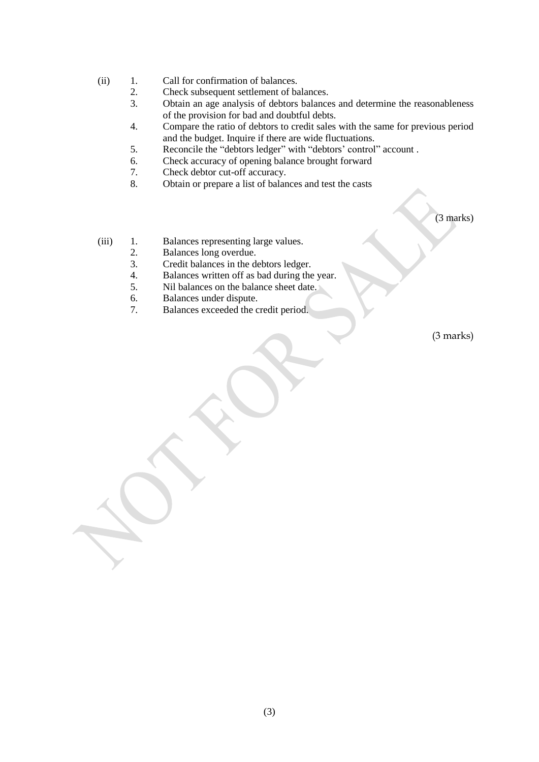(ii)

1. Call for confirmation of balances.
2. Check subsequent settlement of balances.
3. Obtain an age analysis of debtors balances and determine the reasonableness of the provision for bad and doubtful debts.
4. Compare the ratio of debtors to credit sales with the same for previous period and the budget. Inquire if there are wide fluctuations.
5. Reconcile the "debtors ledger" with "debtors' control" account .
6. Check accuracy of opening balance brought forward
7. Check debtor cut-off accuracy.
8. Obtain or prepare a list of balances and test the casts

(3 marks)

(iii)

1. Balances representing large values.
2. Balances long overdue.
3. Credit balances in the debtors ledger.
4. Balances written off as bad during the year.
5. Nil balances on the balance sheet date.
6. Balances under dispute.
7. Balances exceeded the credit period.

(3 marks)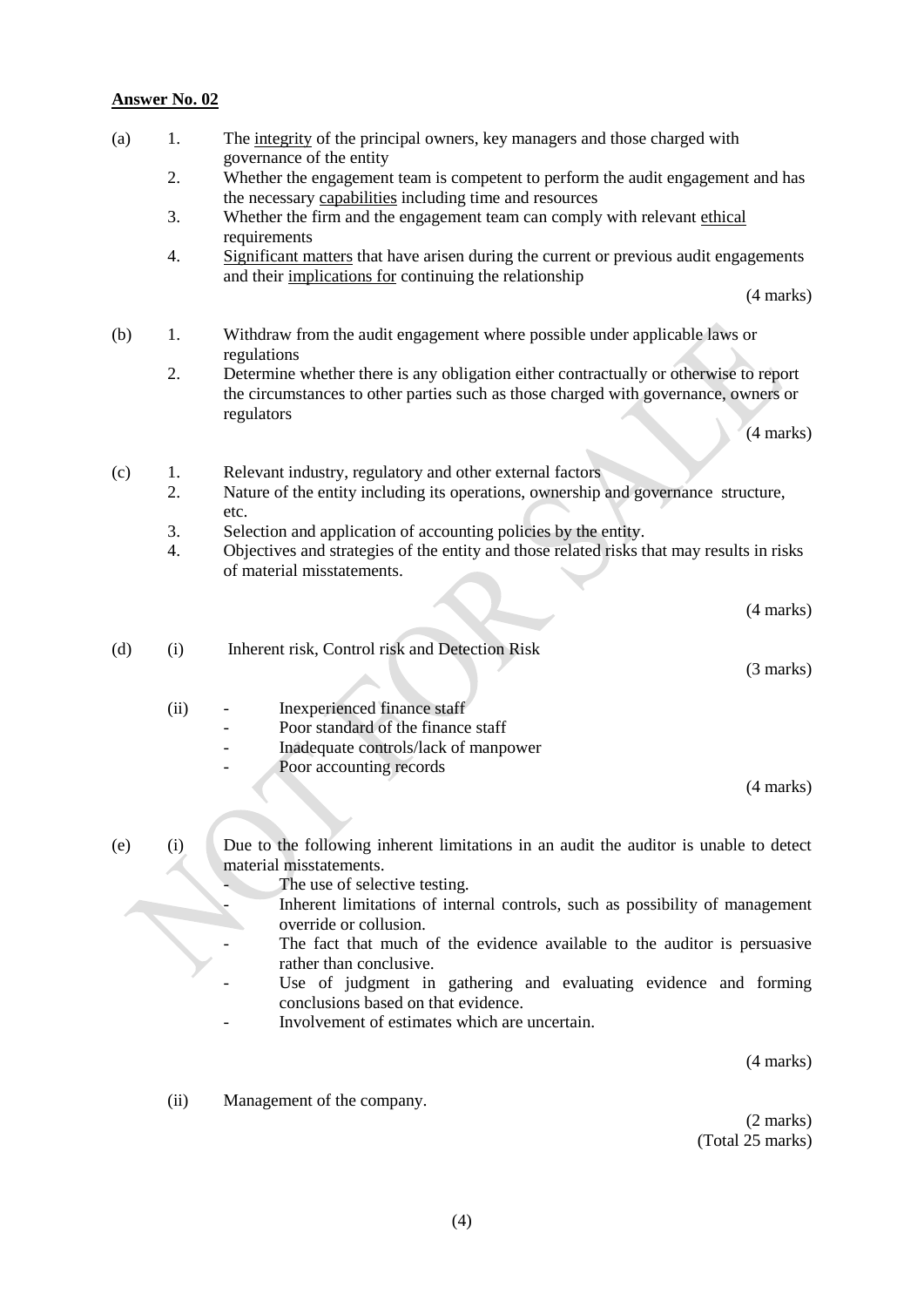**Answer No. 02**

(a)

1. The <u>integrity</u> of the principal owners, key managers and those charged with governance of the entity
2. Whether the engagement team is competent to perform the audit engagement and has the necessary <u>capabilities</u> including time and resources
3. Whether the firm and the engagement team can comply with relevant <u>ethical</u> requirements
4. <u>Significant matters</u> that have arisen during the current or previous audit engagements and their <u>implications for</u> continuing the relationship

(4 marks)

(b)

1. Withdraw from the audit engagement where possible under applicable laws or regulations
2. Determine whether there is any obligation either contractually or otherwise to report the circumstances to other parties such as those charged with governance, owners or regulators

(4 marks)

(c)

1. Relevant industry, regulatory and other external factors
2. Nature of the entity including its operations, ownership and governance structure, etc.
3. Selection and application of accounting policies by the entity.
4. Objectives and strategies of the entity and those related risks that may results in risks of material misstatements.

(4 marks)

(d) (i) Inherent risk, Control risk and Detection Risk

(3 marks)

(ii)

- Inexperienced finance staff
- Poor standard of the finance staff
- Inadequate controls/lack of manpower
- Poor accounting records

(4 marks)

(e) (i) Due to the following inherent limitations in an audit the auditor is unable to detect material misstatements.

- The use of selective testing.
- Inherent limitations of internal controls, such as possibility of management override or collusion.
- The fact that much of the evidence available to the auditor is persuasive rather than conclusive.
- Use of judgment in gathering and evaluating evidence and forming conclusions based on that evidence.
- Involvement of estimates which are uncertain.

(4 marks)

(ii) Management of the company.

(2 marks)
(Total 25 marks)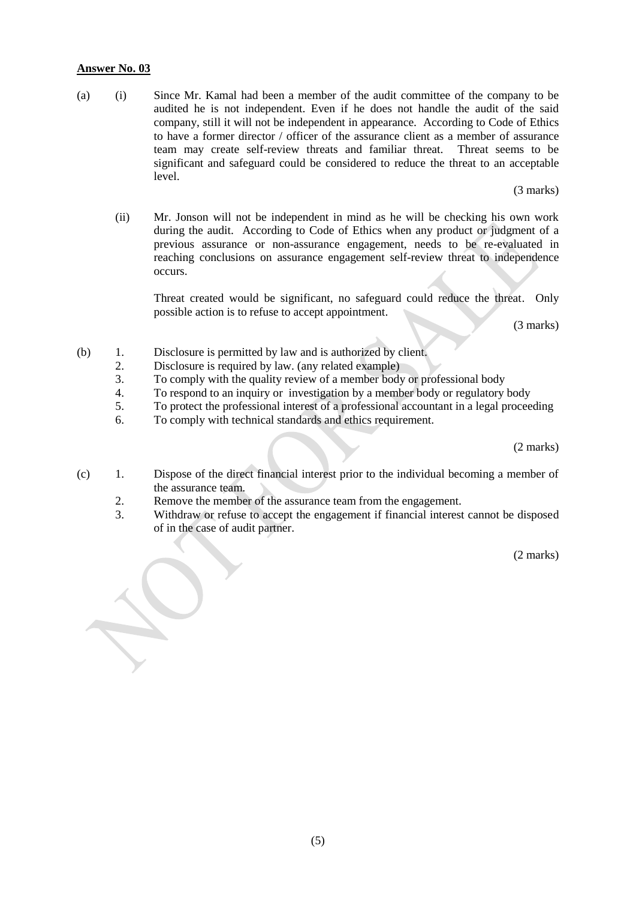**Answer No. 03**

(a) (i) Since Mr. Kamal had been a member of the audit committee of the company to be audited he is not independent. Even if he does not handle the audit of the said company, still it will not be independent in appearance. According to Code of Ethics to have a former director / officer of the assurance client as a member of assurance team may create self-review threats and familiar threat. Threat seems to be significant and safeguard could be considered to reduce the threat to an acceptable level.

(3 marks)

(ii) Mr. Jonson will not be independent in mind as he will be checking his own work during the audit. According to Code of Ethics when any product or judgment of a previous assurance or non-assurance engagement, needs to be re-evaluated in reaching conclusions on assurance engagement self-review threat to independence occurs.

Threat created would be significant, no safeguard could reduce the threat. Only possible action is to refuse to accept appointment.

(3 marks)

(b)
1. Disclosure is permitted by law and is authorized by client.
2. Disclosure is required by law. (any related example)
3. To comply with the quality review of a member body or professional body
4. To respond to an inquiry or investigation by a member body or regulatory body
5. To protect the professional interest of a professional accountant in a legal proceeding
6. To comply with technical standards and ethics requirement.

(2 marks)

(c)
1. Dispose of the direct financial interest prior to the individual becoming a member of the assurance team.
2. Remove the member of the assurance team from the engagement.
3. Withdraw or refuse to accept the engagement if financial interest cannot be disposed of in the case of audit partner.

(2 marks)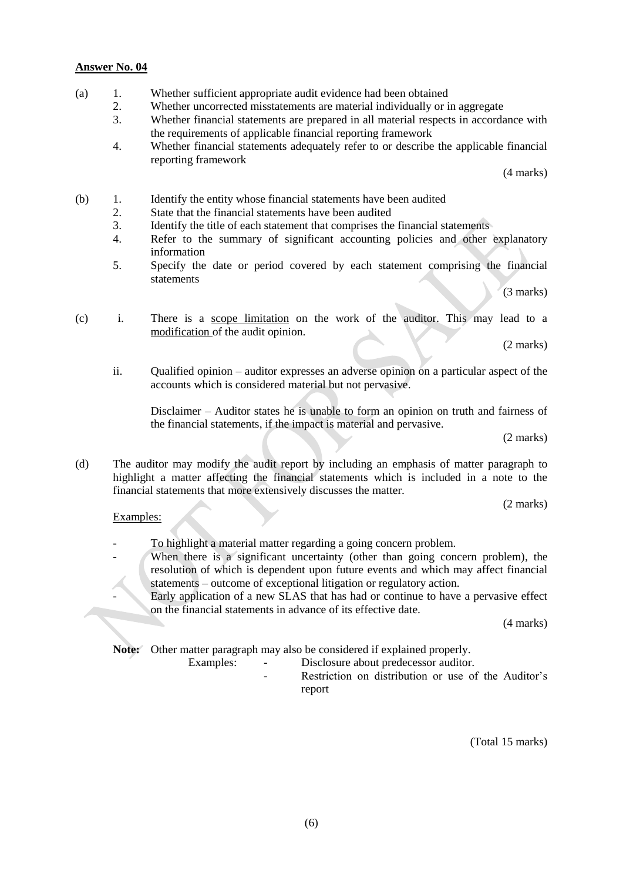**Answer No. 04**

(a)
1. Whether sufficient appropriate audit evidence had been obtained
2. Whether uncorrected misstatements are material individually or in aggregate
3. Whether financial statements are prepared in all material respects in accordance with the requirements of applicable financial reporting framework
4. Whether financial statements adequately refer to or describe the applicable financial reporting framework

(4 marks)

(b)
1. Identify the entity whose financial statements have been audited
2. State that the financial statements have been audited
3. Identify the title of each statement that comprises the financial statements
4. Refer to the summary of significant accounting policies and other explanatory information
5. Specify the date or period covered by each statement comprising the financial statements

(3 marks)

(c)

i. There is a <u>scope limitation</u> on the work of the auditor. This may lead to a <u>modification</u> of the audit opinion.

(2 marks)

ii. Qualified opinion – auditor expresses an adverse opinion on a particular aspect of the accounts which is considered material but not pervasive.

Disclaimer – Auditor states he is unable to form an opinion on truth and fairness of the financial statements, if the impact is material and pervasive.

(2 marks)

(d) The auditor may modify the audit report by including an emphasis of matter paragraph to highlight a matter affecting the financial statements which is included in a note to the financial statements that more extensively discusses the matter.

(2 marks)

<u>Examples:</u>

- To highlight a material matter regarding a going concern problem.
- When there is a significant uncertainty (other than going concern problem), the resolution of which is dependent upon future events and which may affect financial statements – outcome of exceptional litigation or regulatory action.
- Early application of a new SLAS that has had or continue to have a pervasive effect on the financial statements in advance of its effective date.

(4 marks)

**Note:** Other matter paragraph may also be considered if explained properly.

Examples:
- Disclosure about predecessor auditor.
- Restriction on distribution or use of the Auditor's report

(Total 15 marks)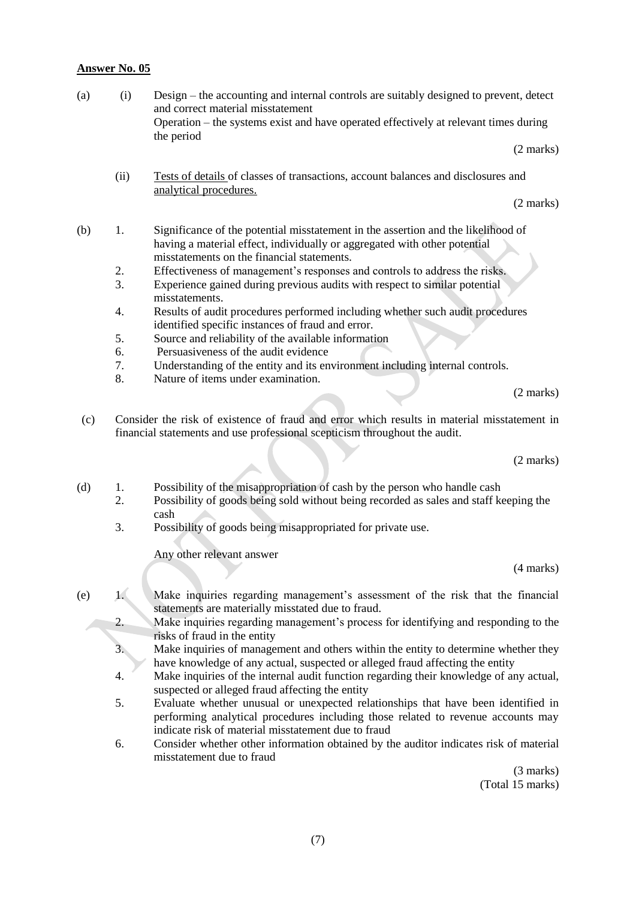**Answer No. 05**

(a) (i) Design – the accounting and internal controls are suitably designed to prevent, detect and correct material misstatement

Operation – the systems exist and have operated effectively at relevant times during the period

(2 marks)

(ii) Tests of details of classes of transactions, account balances and disclosures and analytical procedures.

(2 marks)

(b)

1. Significance of the potential misstatement in the assertion and the likelihood of having a material effect, individually or aggregated with other potential misstatements on the financial statements.
2. Effectiveness of management's responses and controls to address the risks.
3. Experience gained during previous audits with respect to similar potential misstatements.
4. Results of audit procedures performed including whether such audit procedures identified specific instances of fraud and error.
5. Source and reliability of the available information
6. Persuasiveness of the audit evidence
7. Understanding of the entity and its environment including internal controls.
8. Nature of items under examination.

(2 marks)

(c) Consider the risk of existence of fraud and error which results in material misstatement in financial statements and use professional scepticism throughout the audit.

(2 marks)

(d)

1. Possibility of the misappropriation of cash by the person who handle cash
2. Possibility of goods being sold without being recorded as sales and staff keeping the cash
3. Possibility of goods being misappropriated for private use.

Any other relevant answer

(4 marks)

(e)

1. Make inquiries regarding management's assessment of the risk that the financial statements are materially misstated due to fraud.
2. Make inquiries regarding management's process for identifying and responding to the risks of fraud in the entity
3. Make inquiries of management and others within the entity to determine whether they have knowledge of any actual, suspected or alleged fraud affecting the entity
4. Make inquiries of the internal audit function regarding their knowledge of any actual, suspected or alleged fraud affecting the entity
5. Evaluate whether unusual or unexpected relationships that have been identified in performing analytical procedures including those related to revenue accounts may indicate risk of material misstatement due to fraud
6. Consider whether other information obtained by the auditor indicates risk of material misstatement due to fraud

(3 marks)

(Total 15 marks)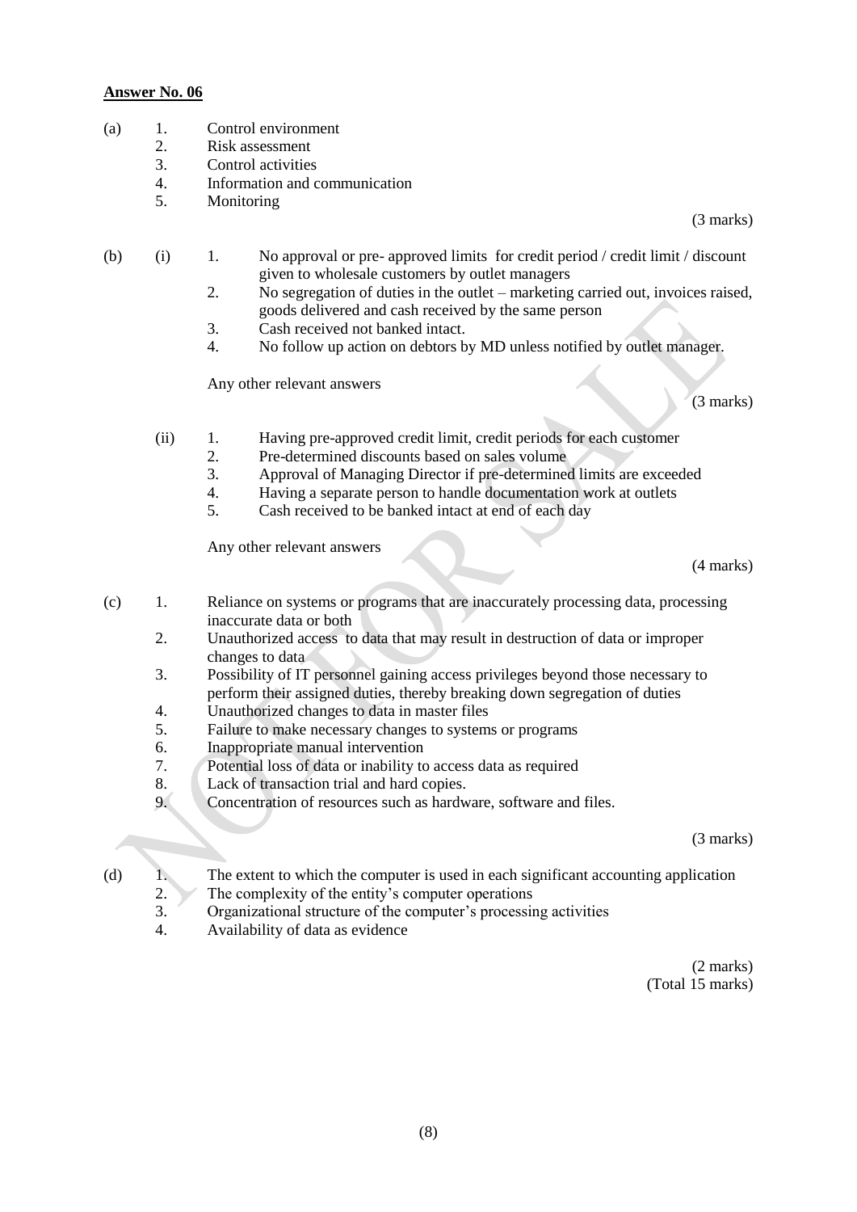**Answer No. 06**

(a)
1. Control environment
2. Risk assessment
3. Control activities
4. Information and communication
5. Monitoring

(3 marks)

(b) (i)
1. No approval or pre- approved limits for credit period / credit limit / discount given to wholesale customers by outlet managers
2. No segregation of duties in the outlet – marketing carried out, invoices raised, goods delivered and cash received by the same person
3. Cash received not banked intact.
4. No follow up action on debtors by MD unless notified by outlet manager.

Any other relevant answers

(3 marks)

(ii)
1. Having pre-approved credit limit, credit periods for each customer
2. Pre-determined discounts based on sales volume
3. Approval of Managing Director if pre-determined limits are exceeded
4. Having a separate person to handle documentation work at outlets
5. Cash received to be banked intact at end of each day

Any other relevant answers

(4 marks)

(c)
1. Reliance on systems or programs that are inaccurately processing data, processing inaccurate data or both
2. Unauthorized access to data that may result in destruction of data or improper changes to data
3. Possibility of IT personnel gaining access privileges beyond those necessary to perform their assigned duties, thereby breaking down segregation of duties
4. Unauthorized changes to data in master files
5. Failure to make necessary changes to systems or programs
6. Inappropriate manual intervention
7. Potential loss of data or inability to access data as required
8. Lack of transaction trial and hard copies.
9. Concentration of resources such as hardware, software and files.

(3 marks)

(d)
1. The extent to which the computer is used in each significant accounting application
2. The complexity of the entity's computer operations
3. Organizational structure of the computer's processing activities
4. Availability of data as evidence

(2 marks)
(Total 15 marks)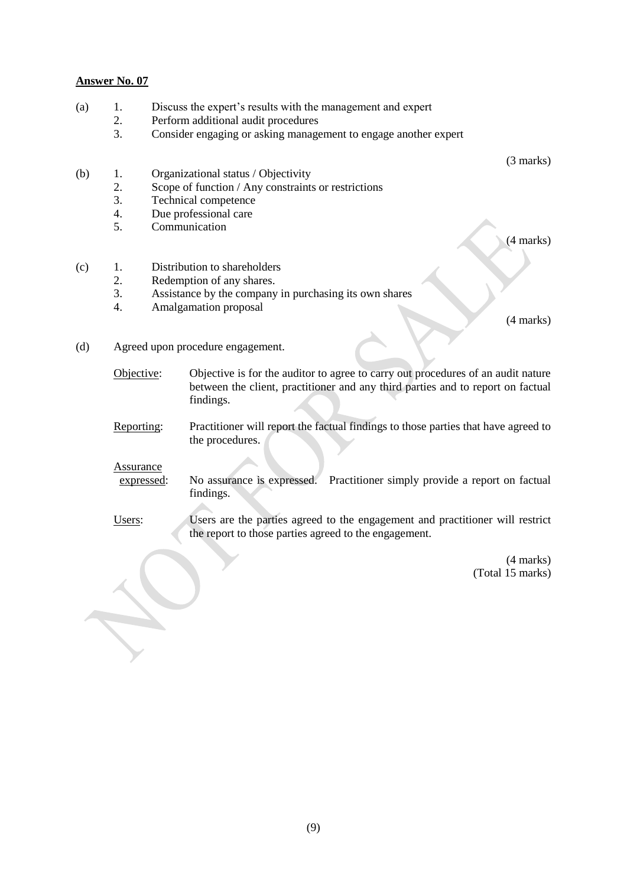**Answer No. 07**

(a)
1. Discuss the expert's results with the management and expert
2. Perform additional audit procedures
3. Consider engaging or asking management to engage another expert

(3 marks)

(b)
1. Organizational status / Objectivity
2. Scope of function / Any constraints or restrictions
3. Technical competence
4. Due professional care
5. Communication

(4 marks)

(c)
1. Distribution to shareholders
2. Redemption of any shares.
3. Assistance by the company in purchasing its own shares
4. Amalgamation proposal

(4 marks)

(d) Agreed upon procedure engagement.

<u>Objective</u>: Objective is for the auditor to agree to carry out procedures of an audit nature between the client, practitioner and any third parties and to report on factual findings.

<u>Reporting</u>: Practitioner will report the factual findings to those parties that have agreed to the procedures.

<u>Assurance expressed</u>: No assurance is expressed. Practitioner simply provide a report on factual findings.

<u>Users</u>: Users are the parties agreed to the engagement and practitioner will restrict the report to those parties agreed to the engagement.

(4 marks)
(Total 15 marks)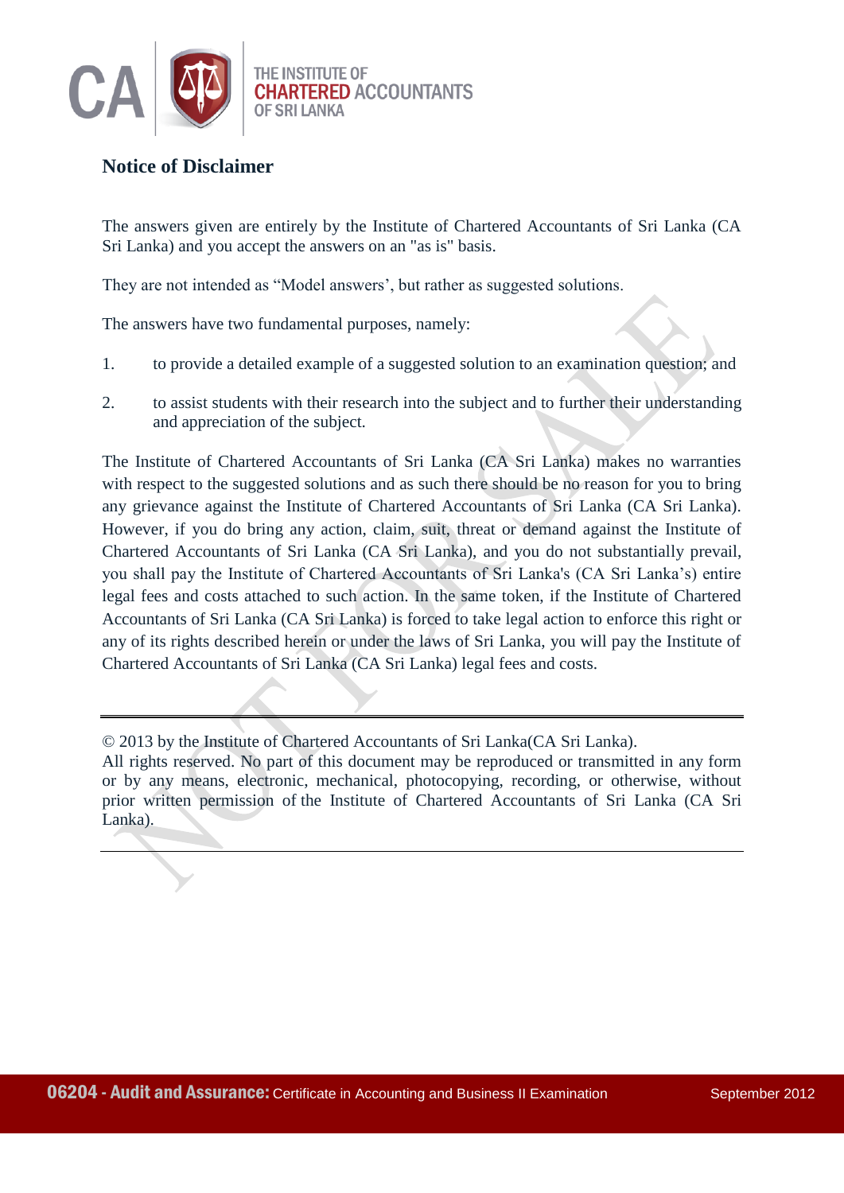# Notice of Disclaimer

The answers given are entirely by the Institute of Chartered Accountants of Sri Lanka (CA Sri Lanka) and you accept the answers on an "as is" basis.

They are not intended as "Model answers', but rather as suggested solutions.

The answers have two fundamental purposes, namely:

1. to provide a detailed example of a suggested solution to an examination question; and

2. to assist students with their research into the subject and to further their understanding and appreciation of the subject.

The Institute of Chartered Accountants of Sri Lanka (CA Sri Lanka) makes no warranties with respect to the suggested solutions and as such there should be no reason for you to bring any grievance against the Institute of Chartered Accountants of Sri Lanka (CA Sri Lanka). However, if you do bring any action, claim, suit, threat or demand against the Institute of Chartered Accountants of Sri Lanka (CA Sri Lanka), and you do not substantially prevail, you shall pay the Institute of Chartered Accountants of Sri Lanka's (CA Sri Lanka's) entire legal fees and costs attached to such action. In the same token, if the Institute of Chartered Accountants of Sri Lanka (CA Sri Lanka) is forced to take legal action to enforce this right or any of its rights described herein or under the laws of Sri Lanka, you will pay the Institute of Chartered Accountants of Sri Lanka (CA Sri Lanka) legal fees and costs.

---

© 2013 by the Institute of Chartered Accountants of Sri Lanka(CA Sri Lanka).
All rights reserved. No part of this document may be reproduced or transmitted in any form or by any means, electronic, mechanical, photocopying, recording, or otherwise, without prior written permission of the Institute of Chartered Accountants of Sri Lanka (CA Sri Lanka).

---